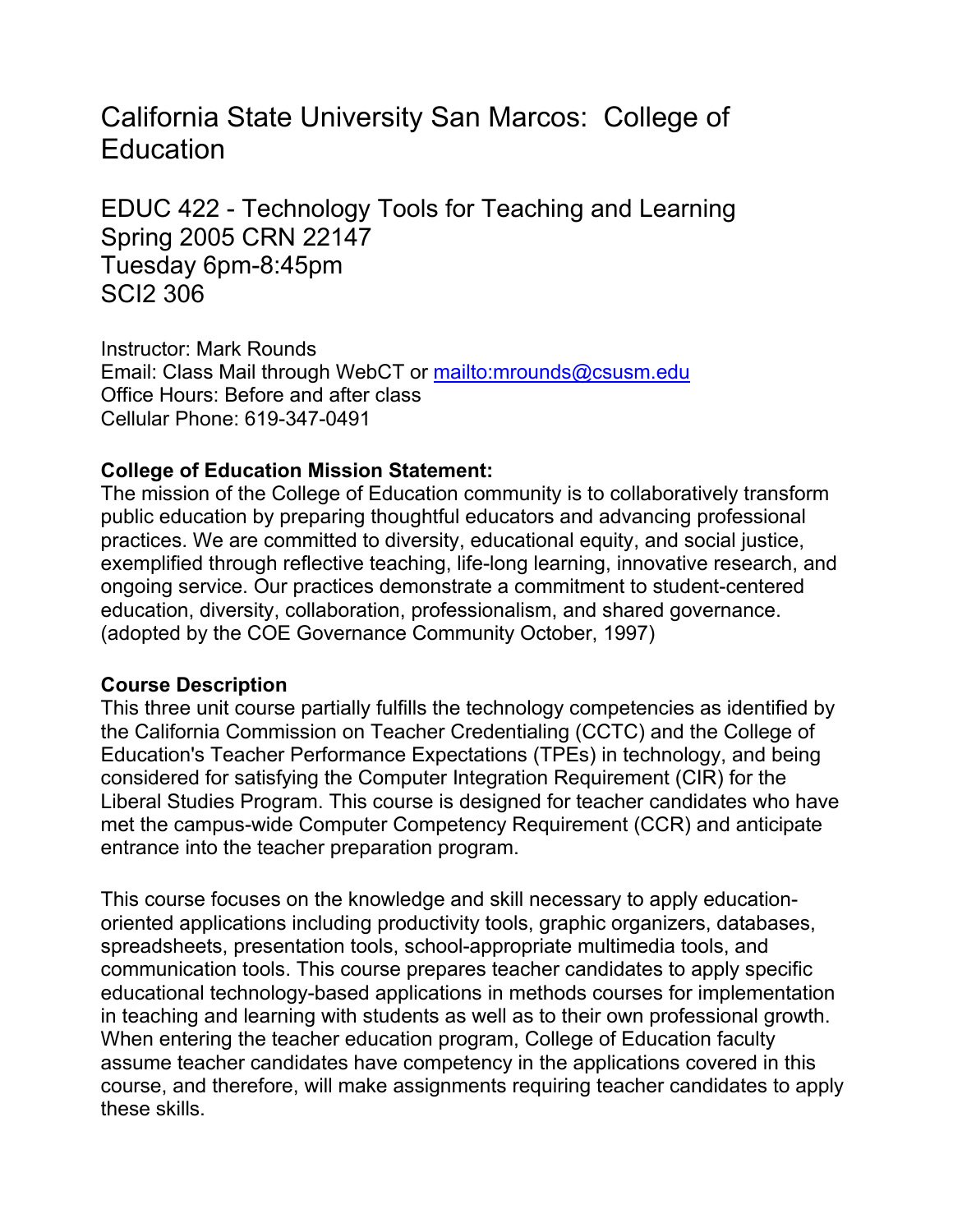# California State University San Marcos: College of Education

## EDUC 422 - Technology Tools for Teaching and Learning
## Spring 2005 CRN 22147
## Tuesday 6pm-8:45pm
## SCI2 306

Instructor: Mark Rounds
Email: Class Mail through WebCT or mailto:mrounds@csusm.edu
Office Hours: Before and after class
Cellular Phone: 619-347-0491

**College of Education Mission Statement:**
The mission of the College of Education community is to collaboratively transform public education by preparing thoughtful educators and advancing professional practices. We are committed to diversity, educational equity, and social justice, exemplified through reflective teaching, life-long learning, innovative research, and ongoing service. Our practices demonstrate a commitment to student-centered education, diversity, collaboration, professionalism, and shared governance. (adopted by the COE Governance Community October, 1997)

**Course Description**
This three unit course partially fulfills the technology competencies as identified by the California Commission on Teacher Credentialing (CCTC) and the College of Education's Teacher Performance Expectations (TPEs) in technology, and being considered for satisfying the Computer Integration Requirement (CIR) for the Liberal Studies Program. This course is designed for teacher candidates who have met the campus-wide Computer Competency Requirement (CCR) and anticipate entrance into the teacher preparation program.

This course focuses on the knowledge and skill necessary to apply education-oriented applications including productivity tools, graphic organizers, databases, spreadsheets, presentation tools, school-appropriate multimedia tools, and communication tools. This course prepares teacher candidates to apply specific educational technology-based applications in methods courses for implementation in teaching and learning with students as well as to their own professional growth. When entering the teacher education program, College of Education faculty assume teacher candidates have competency in the applications covered in this course, and therefore, will make assignments requiring teacher candidates to apply these skills.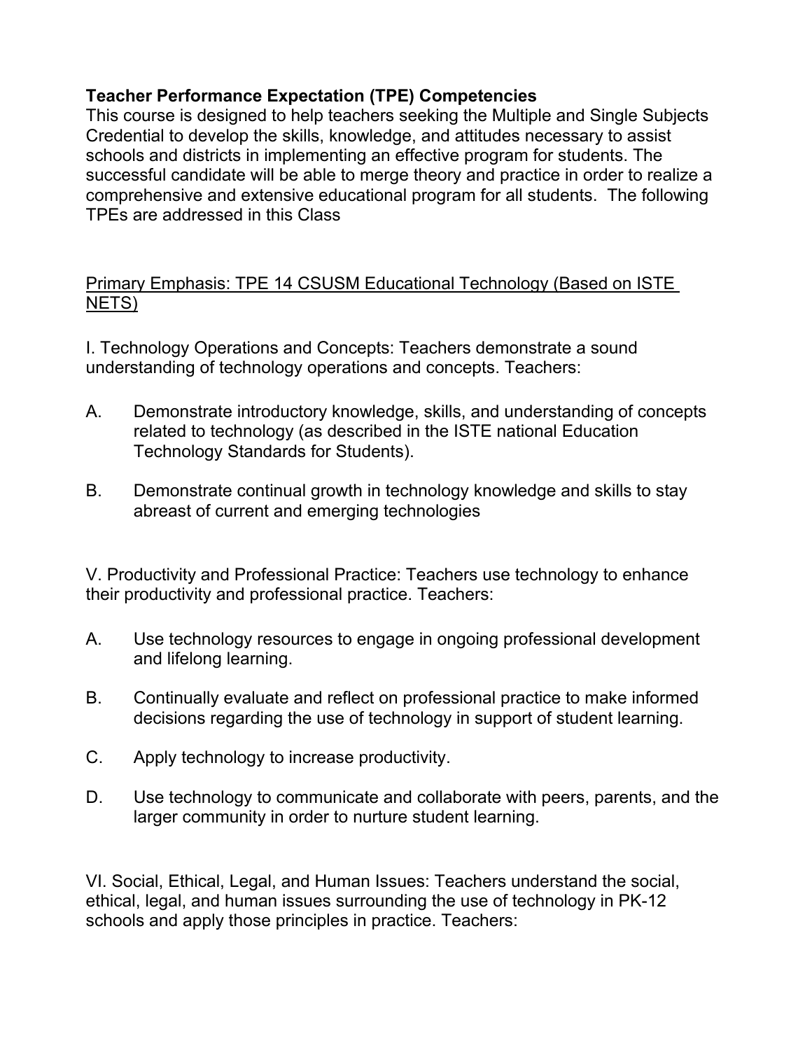**Teacher Performance Expectation (TPE) Competencies**

This course is designed to help teachers seeking the Multiple and Single Subjects Credential to develop the skills, knowledge, and attitudes necessary to assist schools and districts in implementing an effective program for students. The successful candidate will be able to merge theory and practice in order to realize a comprehensive and extensive educational program for all students. The following TPEs are addressed in this Class

<u>Primary Emphasis: TPE 14 CSUSM Educational Technology (Based on ISTE NETS)</u>

I. Technology Operations and Concepts: Teachers demonstrate a sound understanding of technology operations and concepts. Teachers:

A. Demonstrate introductory knowledge, skills, and understanding of concepts related to technology (as described in the ISTE national Education Technology Standards for Students).

B. Demonstrate continual growth in technology knowledge and skills to stay abreast of current and emerging technologies

V. Productivity and Professional Practice: Teachers use technology to enhance their productivity and professional practice. Teachers:

A. Use technology resources to engage in ongoing professional development and lifelong learning.

B. Continually evaluate and reflect on professional practice to make informed decisions regarding the use of technology in support of student learning.

C. Apply technology to increase productivity.

D. Use technology to communicate and collaborate with peers, parents, and the larger community in order to nurture student learning.

VI. Social, Ethical, Legal, and Human Issues: Teachers understand the social, ethical, legal, and human issues surrounding the use of technology in PK-12 schools and apply those principles in practice. Teachers: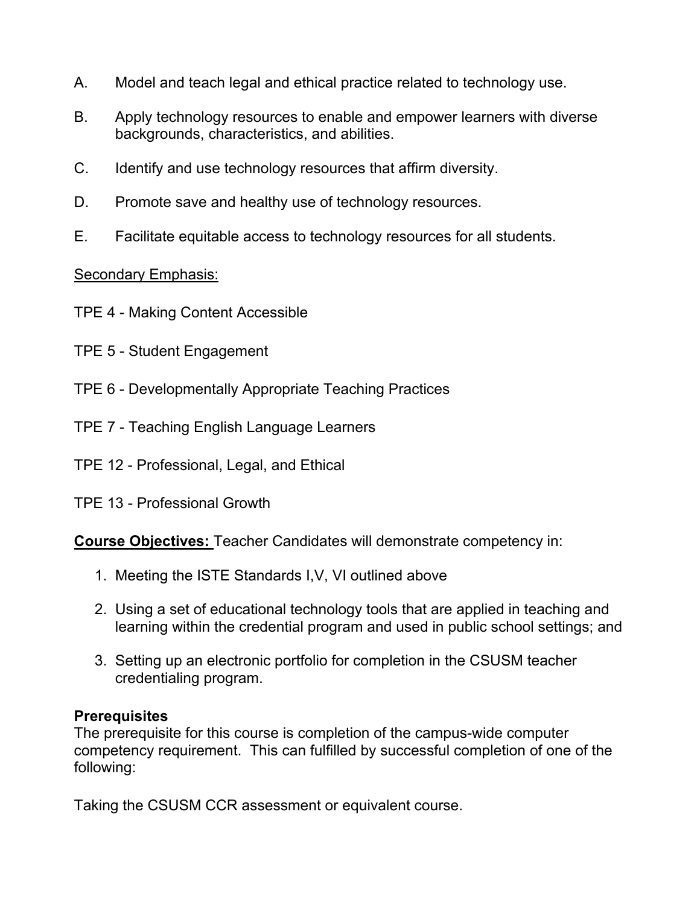A. Model and teach legal and ethical practice related to technology use.

B. Apply technology resources to enable and empower learners with diverse backgrounds, characteristics, and abilities.

C. Identify and use technology resources that affirm diversity.

D. Promote save and healthy use of technology resources.

E. Facilitate equitable access to technology resources for all students.

<u>Secondary Emphasis:</u>

TPE 4 - Making Content Accessible

TPE 5 - Student Engagement

TPE 6 - Developmentally Appropriate Teaching Practices

TPE 7 - Teaching English Language Learners

TPE 12 - Professional, Legal, and Ethical

TPE 13 - Professional Growth

**<u>Course Objectives:</u>** Teacher Candidates will demonstrate competency in:

1. Meeting the ISTE Standards I,V, VI outlined above
2. Using a set of educational technology tools that are applied in teaching and learning within the credential program and used in public school settings; and
3. Setting up an electronic portfolio for completion in the CSUSM teacher credentialing program.

**Prerequisites**

The prerequisite for this course is completion of the campus-wide computer competency requirement. This can fulfilled by successful completion of one of the following:

Taking the CSUSM CCR assessment or equivalent course.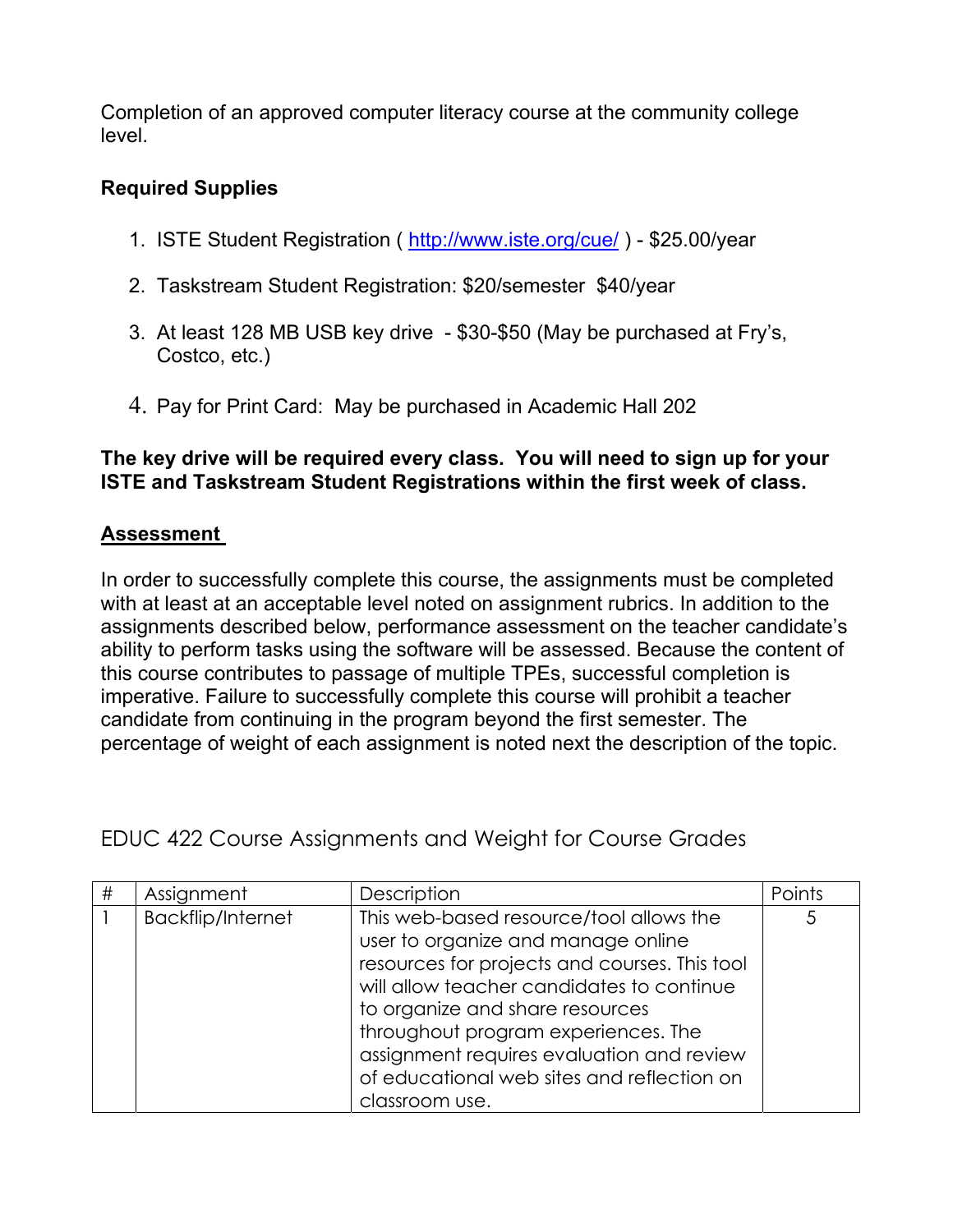Completion of an approved computer literacy course at the community college level.

**Required Supplies**

1. ISTE Student Registration ( http://www.iste.org/cue/ ) - $25.00/year
2. Taskstream Student Registration: $20/semester $40/year
3. At least 128 MB USB key drive - $30-$50 (May be purchased at Fry's, Costco, etc.)
4. Pay for Print Card: May be purchased in Academic Hall 202

**The key drive will be required every class. You will need to sign up for your ISTE and Taskstream Student Registrations within the first week of class.**

## Assessment

In order to successfully complete this course, the assignments must be completed with at least at an acceptable level noted on assignment rubrics. In addition to the assignments described below, performance assessment on the teacher candidate's ability to perform tasks using the software will be assessed. Because the content of this course contributes to passage of multiple TPEs, successful completion is imperative. Failure to successfully complete this course will prohibit a teacher candidate from continuing in the program beyond the first semester. The percentage of weight of each assignment is noted next the description of the topic.

### EDUC 422 Course Assignments and Weight for Course Grades

| # | Assignment | Description | Points |
|---|---|---|---|
| 1 | Backflip/Internet | This web-based resource/tool allows the user to organize and manage online resources for projects and courses. This tool will allow teacher candidates to continue to organize and share resources throughout program experiences. The assignment requires evaluation and review of educational web sites and reflection on classroom use. | 5 |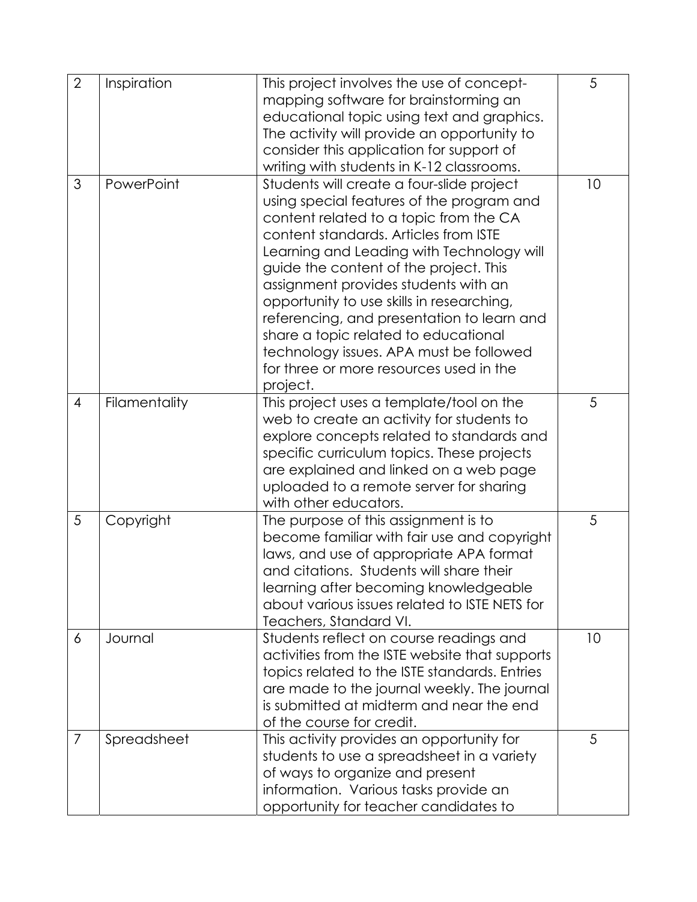| 2 | Inspiration | This project involves the use of concept-mapping software for brainstorming an educational topic using text and graphics. The activity will provide an opportunity to consider this application for support of writing with students in K-12 classrooms. | 5 |
|---|---|---|---|
| 3 | PowerPoint | Students will create a four-slide project using special features of the program and content related to a topic from the CA content standards. Articles from ISTE Learning and Leading with Technology will guide the content of the project. This assignment provides students with an opportunity to use skills in researching, referencing, and presentation to learn and share a topic related to educational technology issues. APA must be followed for three or more resources used in the project. | 10 |
| 4 | Filamentality | This project uses a template/tool on the web to create an activity for students to explore concepts related to standards and specific curriculum topics. These projects are explained and linked on a web page uploaded to a remote server for sharing with other educators. | 5 |
| 5 | Copyright | The purpose of this assignment is to become familiar with fair use and copyright laws, and use of appropriate APA format and citations. Students will share their learning after becoming knowledgeable about various issues related to ISTE NETS for Teachers, Standard VI. | 5 |
| 6 | Journal | Students reflect on course readings and activities from the ISTE website that supports topics related to the ISTE standards. Entries are made to the journal weekly. The journal is submitted at midterm and near the end of the course for credit. | 10 |
| 7 | Spreadsheet | This activity provides an opportunity for students to use a spreadsheet in a variety of ways to organize and present information. Various tasks provide an opportunity for teacher candidates to | 5 |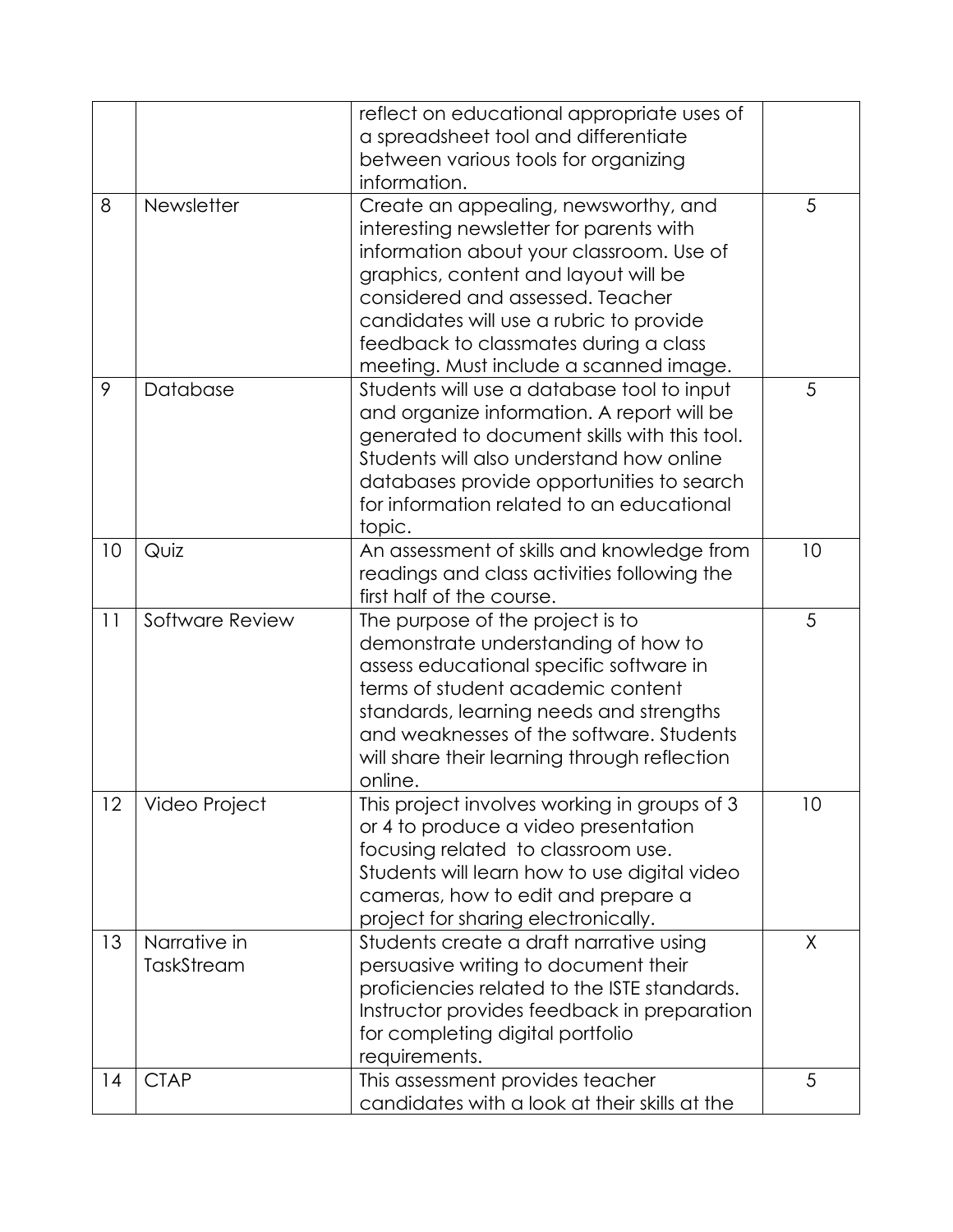| | | | |
|---|---|---|---|
| | | reflect on educational appropriate uses of a spreadsheet tool and differentiate between various tools for organizing information. | |
| 8 | Newsletter | Create an appealing, newsworthy, and interesting newsletter for parents with information about your classroom. Use of graphics, content and layout will be considered and assessed. Teacher candidates will use a rubric to provide feedback to classmates during a class meeting. Must include a scanned image. | 5 |
| 9 | Database | Students will use a database tool to input and organize information. A report will be generated to document skills with this tool. Students will also understand how online databases provide opportunities to search for information related to an educational topic. | 5 |
| 10 | Quiz | An assessment of skills and knowledge from readings and class activities following the first half of the course. | 10 |
| 11 | Software Review | The purpose of the project is to demonstrate understanding of how to assess educational specific software in terms of student academic content standards, learning needs and strengths and weaknesses of the software. Students will share their learning through reflection online. | 5 |
| 12 | Video Project | This project involves working in groups of 3 or 4 to produce a video presentation focusing related to classroom use. Students will learn how to use digital video cameras, how to edit and prepare a project for sharing electronically. | 10 |
| 13 | Narrative in TaskStream | Students create a draft narrative using persuasive writing to document their proficiencies related to the ISTE standards. Instructor provides feedback in preparation for completing digital portfolio requirements. | X |
| 14 | CTAP | This assessment provides teacher candidates with a look at their skills at the | 5 |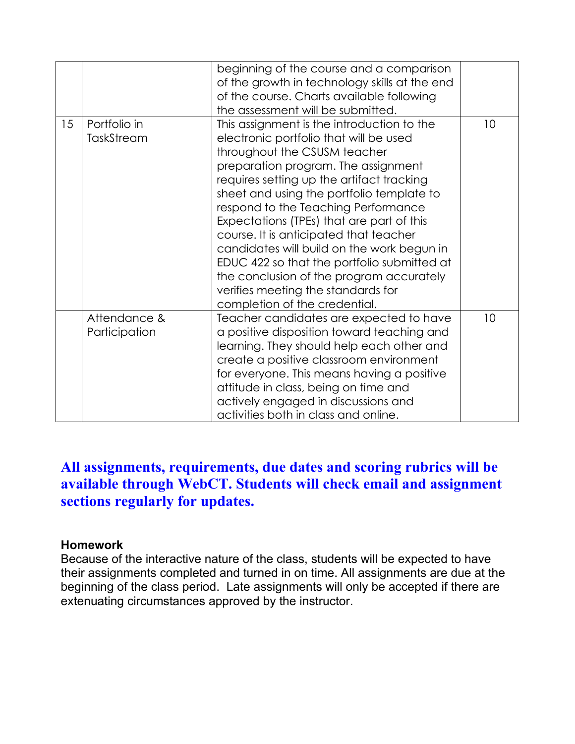| | | | |
|---|---|---|---|
| | | beginning of the course and a comparison of the growth in technology skills at the end of the course. Charts available following the assessment will be submitted. | |
| 15 | Portfolio in TaskStream | This assignment is the introduction to the electronic portfolio that will be used throughout the CSUSM teacher preparation program. The assignment requires setting up the artifact tracking sheet and using the portfolio template to respond to the Teaching Performance Expectations (TPEs) that are part of this course. It is anticipated that teacher candidates will build on the work begun in EDUC 422 so that the portfolio submitted at the conclusion of the program accurately verifies meeting the standards for completion of the credential. | 10 |
| | Attendance & Participation | Teacher candidates are expected to have a positive disposition toward teaching and learning. They should help each other and create a positive classroom environment for everyone. This means having a positive attitude in class, being on time and actively engaged in discussions and activities both in class and online. | 10 |

**All assignments, requirements, due dates and scoring rubrics will be available through WebCT. Students will check email and assignment sections regularly for updates.**

**Homework**

Because of the interactive nature of the class, students will be expected to have their assignments completed and turned in on time. All assignments are due at the beginning of the class period. Late assignments will only be accepted if there are extenuating circumstances approved by the instructor.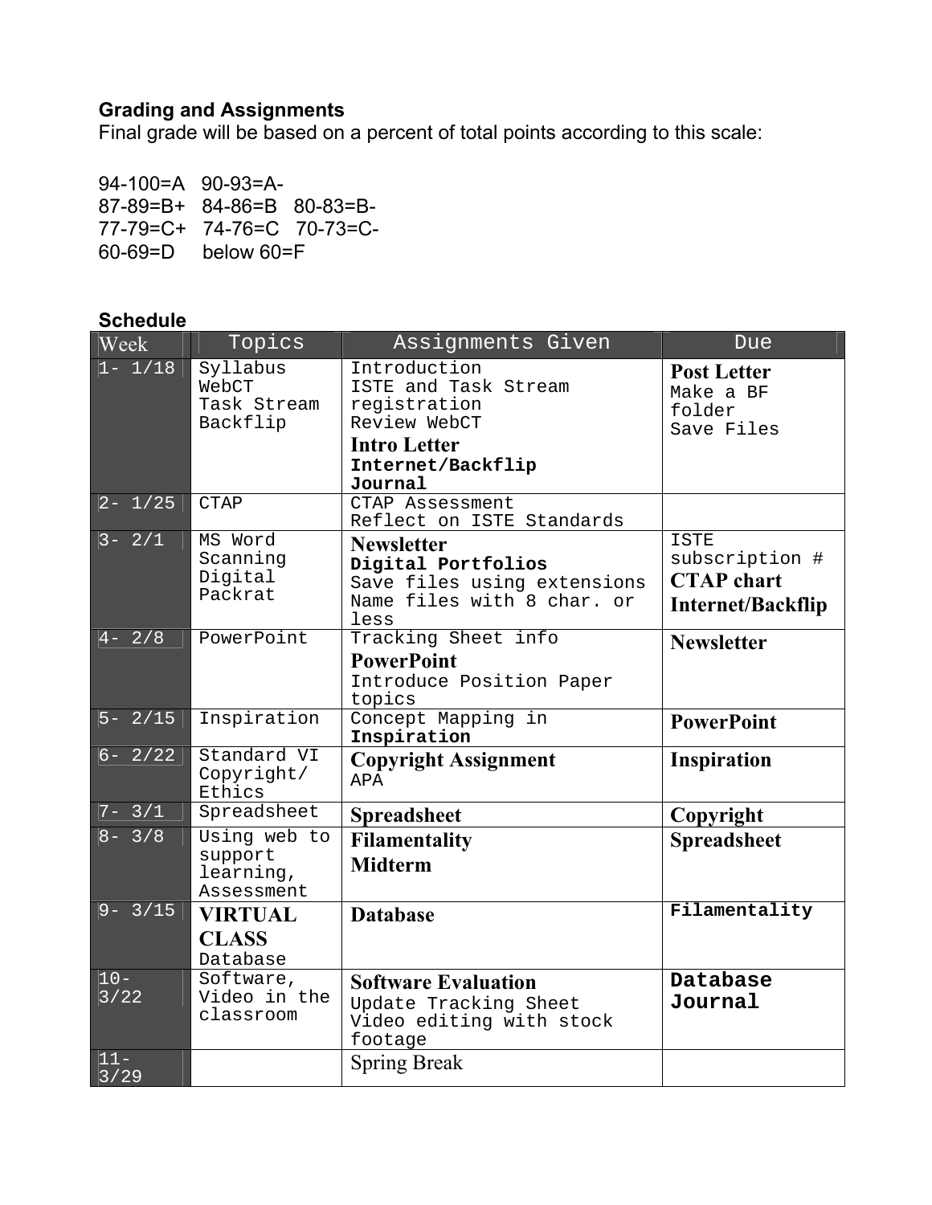**Grading and Assignments**

Final grade will be based on a percent of total points according to this scale:

94-100=A 90-93=A-
87-89=B+ 84-86=B 80-83=B-
77-79=C+ 74-76=C 70-73=C-
60-69=D below 60=F

**Schedule**

| Week | Topics | Assignments Given | Due |
|---|---|---|---|
| 1- 1/18 | Syllabus<br>WebCT<br>Task Stream<br>Backflip | Introduction<br>ISTE and Task Stream registration<br>Review WebCT<br>**Intro Letter**<br>**Internet/Backflip Journal** | **Post Letter**<br>Make a BF folder<br>Save Files |
| 2- 1/25 | CTAP | CTAP Assessment<br>Reflect on ISTE Standards | |
| 3- 2/1 | MS Word<br>Scanning<br>Digital Packrat | **Newsletter**<br>**Digital Portfolios**<br>Save files using extensions<br>Name files with 8 char. or less | ISTE subscription #<br>**CTAP chart**<br>**Internet/Backflip** |
| 4- 2/8 | PowerPoint | Tracking Sheet info<br>**PowerPoint**<br>Introduce Position Paper topics | **Newsletter** |
| 5- 2/15 | Inspiration | Concept Mapping in **Inspiration** | **PowerPoint** |
| 6- 2/22 | Standard VI<br>Copyright/ Ethics | **Copyright Assignment**<br>APA | **Inspiration** |
| 7- 3/1 | Spreadsheet | **Spreadsheet** | **Copyright** |
| 8- 3/8 | Using web to support learning, Assessment | **Filamentality**<br>**Midterm** | **Spreadsheet** |
| 9- 3/15 | **VIRTUAL CLASS**<br>Database | **Database** | **Filamentality** |
| 10- 3/22 | Software, Video in the classroom | **Software Evaluation**<br>Update Tracking Sheet<br>Video editing with stock footage | **Database Journal** |
| 11- 3/29 | | Spring Break | |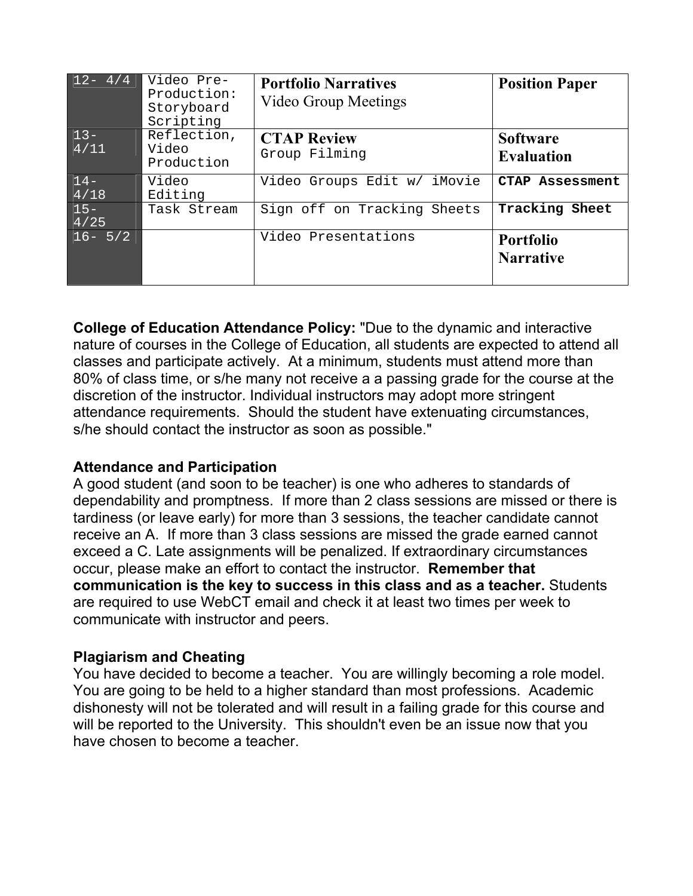| 12- 4/4 | Video Pre-Production: Storyboard Scripting | **Portfolio Narratives** Video Group Meetings | **Position Paper** |
|---|---|---|---|
| 13- 4/11 | Reflection, Video Production | **CTAP Review** Group Filming | **Software Evaluation** |
| 14- 4/18 | Video Editing | Video Groups Edit w/ iMovie | **CTAP Assessment** |
| 15- 4/25 | Task Stream | Sign off on Tracking Sheets | **Tracking Sheet** |
| 16- 5/2 | | Video Presentations | **Portfolio Narrative** |

**College of Education Attendance Policy:** "Due to the dynamic and interactive nature of courses in the College of Education, all students are expected to attend all classes and participate actively. At a minimum, students must attend more than 80% of class time, or s/he many not receive a a passing grade for the course at the discretion of the instructor. Individual instructors may adopt more stringent attendance requirements. Should the student have extenuating circumstances, s/he should contact the instructor as soon as possible."

**Attendance and Participation**

A good student (and soon to be teacher) is one who adheres to standards of dependability and promptness. If more than 2 class sessions are missed or there is tardiness (or leave early) for more than 3 sessions, the teacher candidate cannot receive an A. If more than 3 class sessions are missed the grade earned cannot exceed a C. Late assignments will be penalized. If extraordinary circumstances occur, please make an effort to contact the instructor. **Remember that communication is the key to success in this class and as a teacher.** Students are required to use WebCT email and check it at least two times per week to communicate with instructor and peers.

**Plagiarism and Cheating**

You have decided to become a teacher. You are willingly becoming a role model. You are going to be held to a higher standard than most professions. Academic dishonesty will not be tolerated and will result in a failing grade for this course and will be reported to the University. This shouldn't even be an issue now that you have chosen to become a teacher.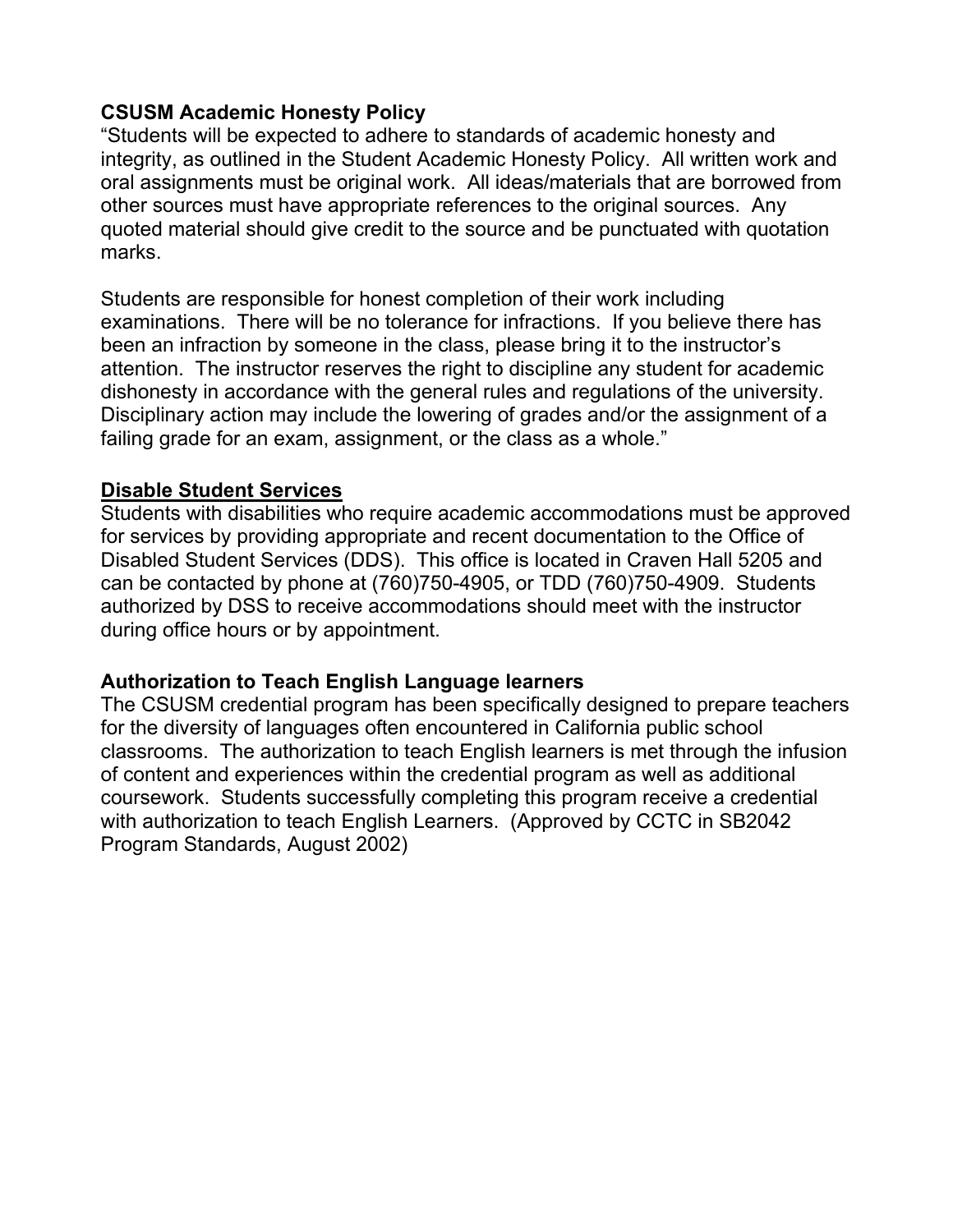### CSUSM Academic Honesty Policy

"Students will be expected to adhere to standards of academic honesty and integrity, as outlined in the Student Academic Honesty Policy. All written work and oral assignments must be original work. All ideas/materials that are borrowed from other sources must have appropriate references to the original sources. Any quoted material should give credit to the source and be punctuated with quotation marks.

Students are responsible for honest completion of their work including examinations. There will be no tolerance for infractions. If you believe there has been an infraction by someone in the class, please bring it to the instructor's attention. The instructor reserves the right to discipline any student for academic dishonesty in accordance with the general rules and regulations of the university. Disciplinary action may include the lowering of grades and/or the assignment of a failing grade for an exam, assignment, or the class as a whole."

### Disable Student Services

Students with disabilities who require academic accommodations must be approved for services by providing appropriate and recent documentation to the Office of Disabled Student Services (DDS). This office is located in Craven Hall 5205 and can be contacted by phone at (760)750-4905, or TDD (760)750-4909. Students authorized by DSS to receive accommodations should meet with the instructor during office hours or by appointment.

### Authorization to Teach English Language learners

The CSUSM credential program has been specifically designed to prepare teachers for the diversity of languages often encountered in California public school classrooms. The authorization to teach English learners is met through the infusion of content and experiences within the credential program as well as additional coursework. Students successfully completing this program receive a credential with authorization to teach English Learners. (Approved by CCTC in SB2042 Program Standards, August 2002)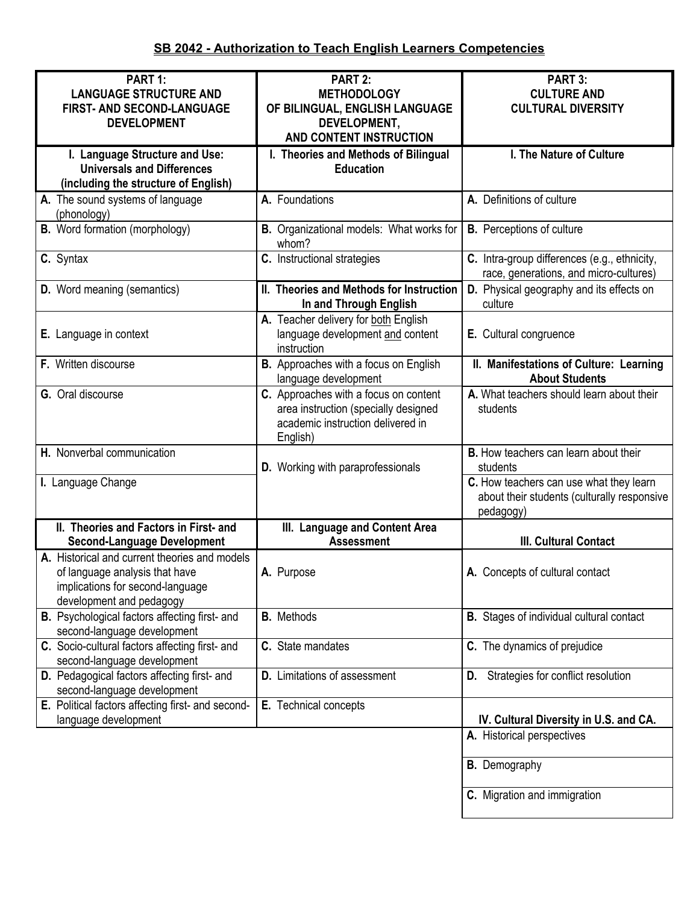## SB 2042 - Authorization to Teach English Learners Competencies

| PART 1: LANGUAGE STRUCTURE AND FIRST- AND SECOND-LANGUAGE DEVELOPMENT | PART 2: METHODOLOGY OF BILINGUAL, ENGLISH LANGUAGE DEVELOPMENT, AND CONTENT INSTRUCTION | PART 3: CULTURE AND CULTURAL DIVERSITY |
|---|---|---|
| **I. Language Structure and Use: Universals and Differences (including the structure of English)** | **I. Theories and Methods of Bilingual Education** | **I. The Nature of Culture** |
| **A.** The sound systems of language (phonology) | **A.** Foundations | **A.** Definitions of culture |
| **B.** Word formation (morphology) | **B.** Organizational models: What works for whom? | **B.** Perceptions of culture |
| **C.** Syntax | **C.** Instructional strategies | **C.** Intra-group differences (e.g., ethnicity, race, generations, and micro-cultures) |
| **D.** Word meaning (semantics) | **II. Theories and Methods for Instruction In and Through English** | **D.** Physical geography and its effects on culture |
| **E.** Language in context | **A.** Teacher delivery for both English language development and content instruction | **E.** Cultural congruence |
| **F.** Written discourse | **B.** Approaches with a focus on English language development | **II. Manifestations of Culture: Learning About Students** |
| **G.** Oral discourse | **C.** Approaches with a focus on content area instruction (specially designed academic instruction delivered in English) | **A.** What teachers should learn about their students |
| **H.** Nonverbal communication | **D.** Working with paraprofessionals | **B.** How teachers can learn about their students |
| **I.** Language Change | | **C.** How teachers can use what they learn about their students (culturally responsive pedagogy) |
| **II. Theories and Factors in First- and Second-Language Development** | **III. Language and Content Area Assessment** | **III. Cultural Contact** |
| **A.** Historical and current theories and models of language analysis that have implications for second-language development and pedagogy | **A.** Purpose | **A.** Concepts of cultural contact |
| **B.** Psychological factors affecting first- and second-language development | **B.** Methods | **B.** Stages of individual cultural contact |
| **C.** Socio-cultural factors affecting first- and second-language development | **C.** State mandates | **C.** The dynamics of prejudice |
| **D.** Pedagogical factors affecting first- and second-language development | **D.** Limitations of assessment | **D.** Strategies for conflict resolution |
| **E.** Political factors affecting first- and second-language development | **E.** Technical concepts | **IV. Cultural Diversity in U.S. and CA.** |
| | | **A.** Historical perspectives |
| | | **B.** Demography |
| | | **C.** Migration and immigration |